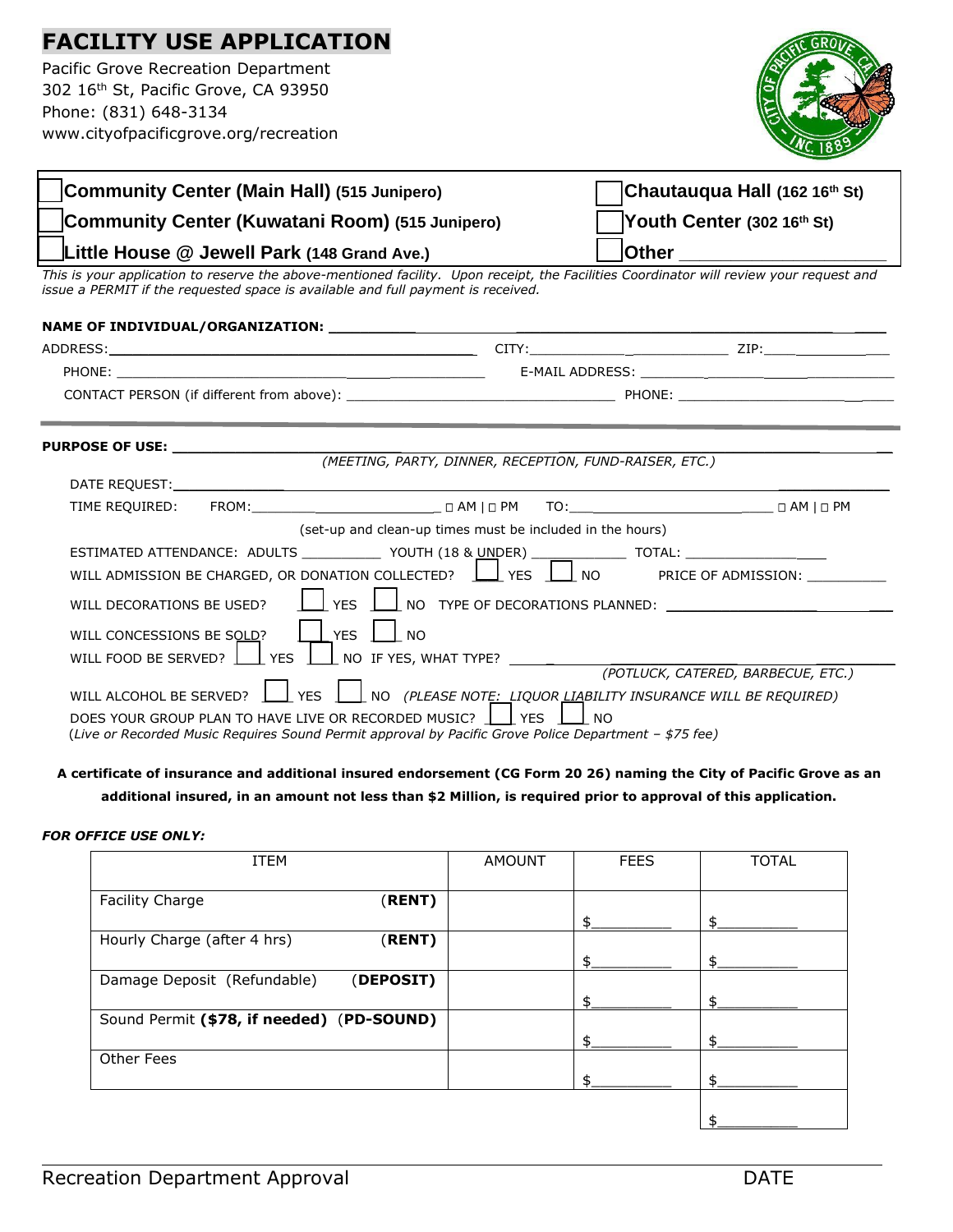# FACILITY USE APPLICATION

Pacific Grove Recreation Department
302 16th St, Pacific Grove, CA 93950
Phone: (831) 648-3134
www.cityofpacificgrove.org/recreation

| | |
|---|---|
| ☐ **Community Center (Main Hall) (515 Junipero)** | ☐ **Chautauqua Hall (162 16th St)** |
| ☐ **Community Center (Kuwatani Room) (515 Junipero)** | ☐ **Youth Center (302 16th St)** |
| ☐ **Little House @ Jewell Park (148 Grand Ave.)** | ☐ **Other** ____________________ |

*This is your application to reserve the above-mentioned facility. Upon receipt, the Facilities Coordinator will review your request and issue a PERMIT if the requested space is available and full payment is received.*

**NAME OF INDIVIDUAL/ORGANIZATION:** ____________________________________________

ADDRESS: ______________________________ CITY: __________________ ZIP: ____________

PHONE: ______________________________ E-MAIL ADDRESS: ______________________________

CONTACT PERSON (if different from above): ______________________ PHONE: ______________________

---

**PURPOSE OF USE:** ____________________________________________
*(MEETING, PARTY, DINNER, RECEPTION, FUND-RAISER, ETC.)*

DATE REQUEST: ____________________________________________

TIME REQUIRED: FROM: ____________________ ☐ AM | ☐ PM TO: ____________________ ☐ AM | ☐ PM

(set-up and clean-up times must be included in the hours)

ESTIMATED ATTENDANCE: ADULTS __________ YOUTH (18 & UNDER) __________ TOTAL: __________

WILL ADMISSION BE CHARGED, OR DONATION COLLECTED? ☐ YES ☐ NO PRICE OF ADMISSION: __________

WILL DECORATIONS BE USED? ☐ YES ☐ NO TYPE OF DECORATIONS PLANNED: ____________________

WILL CONCESSIONS BE SOLD? ☐ YES ☐ NO

WILL FOOD BE SERVED? ☐ YES ☐ NO IF YES, WHAT TYPE? ______________________________
*(POTLUCK, CATERED, BARBECUE, ETC.)*

WILL ALCOHOL BE SERVED? ☐ YES ☐ NO *(PLEASE NOTE: LIQUOR LIABILITY INSURANCE WILL BE REQUIRED)*

DOES YOUR GROUP PLAN TO HAVE LIVE OR RECORDED MUSIC? ☐ YES ☐ NO
*(Live or Recorded Music Requires Sound Permit approval by Pacific Grove Police Department – $75 fee)*

**A certificate of insurance and additional insured endorsement (CG Form 20 26) naming the City of Pacific Grove as an additional insured, in an amount not less than $2 Million, is required prior to approval of this application.**

***FOR OFFICE USE ONLY:***

| ITEM | AMOUNT | FEES | TOTAL |
|---|---|---|---|
| Facility Charge (**RENT**) | | $________ | $________ |
| Hourly Charge (after 4 hrs) (**RENT**) | | $________ | $________ |
| Damage Deposit (Refundable) (**DEPOSIT**) | | $________ | $________ |
| Sound Permit **($78, if needed)** (**PD-SOUND**) | | $________ | $________ |
| Other Fees | | $________ | $________ |
| | | | $________ |

Recreation Department Approval ______________________________ DATE ____________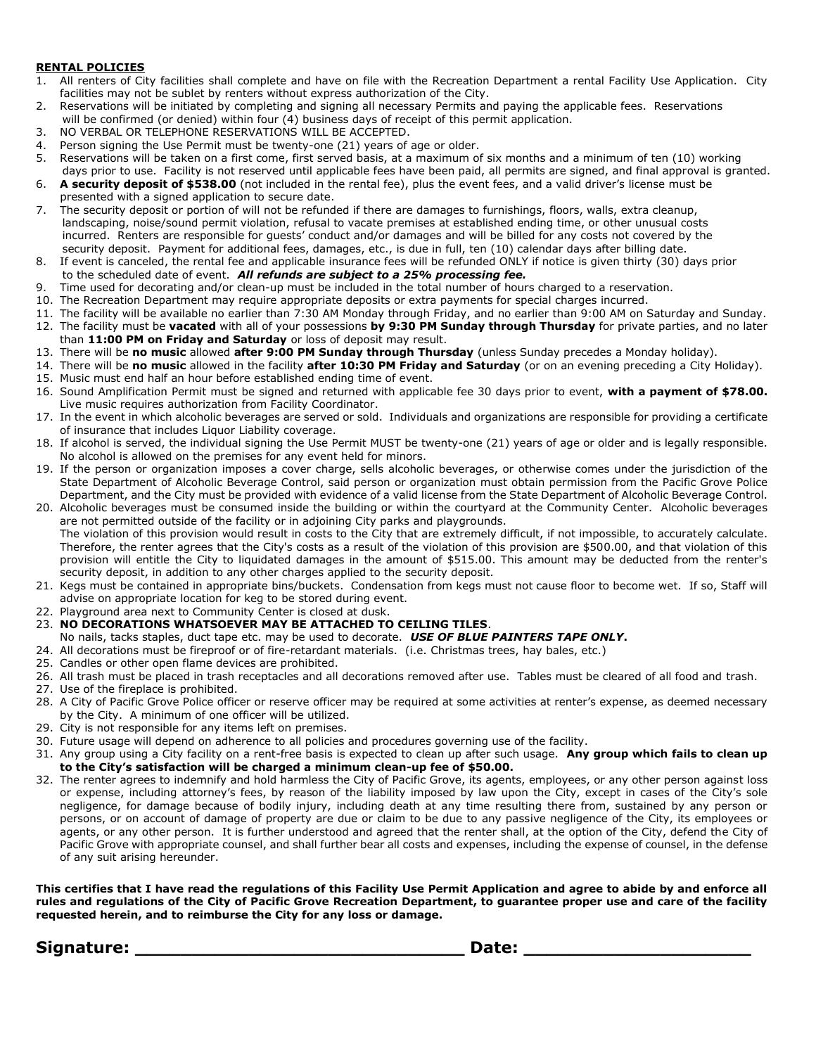**RENTAL POLICIES**

1. All renters of City facilities shall complete and have on file with the Recreation Department a rental Facility Use Application. City facilities may not be sublet by renters without express authorization of the City.
2. Reservations will be initiated by completing and signing all necessary Permits and paying the applicable fees. Reservations will be confirmed (or denied) within four (4) business days of receipt of this permit application.
3. NO VERBAL OR TELEPHONE RESERVATIONS WILL BE ACCEPTED.
4. Person signing the Use Permit must be twenty-one (21) years of age or older.
5. Reservations will be taken on a first come, first served basis, at a maximum of six months and a minimum of ten (10) working days prior to use. Facility is not reserved until applicable fees have been paid, all permits are signed, and final approval is granted.
6. **A security deposit of $538.00** (not included in the rental fee), plus the event fees, and a valid driver's license must be presented with a signed application to secure date.
7. The security deposit or portion of will not be refunded if there are damages to furnishings, floors, walls, extra cleanup, landscaping, noise/sound permit violation, refusal to vacate premises at established ending time, or other unusual costs incurred. Renters are responsible for guests' conduct and/or damages and will be billed for any costs not covered by the security deposit. Payment for additional fees, damages, etc., is due in full, ten (10) calendar days after billing date.
8. If event is canceled, the rental fee and applicable insurance fees will be refunded ONLY if notice is given thirty (30) days prior to the scheduled date of event. ***All refunds are subject to a 25% processing fee.***
9. Time used for decorating and/or clean-up must be included in the total number of hours charged to a reservation.
10. The Recreation Department may require appropriate deposits or extra payments for special charges incurred.
11. The facility will be available no earlier than 7:30 AM Monday through Friday, and no earlier than 9:00 AM on Saturday and Sunday.
12. The facility must be **vacated** with all of your possessions **by 9:30 PM Sunday through Thursday** for private parties, and no later than **11:00 PM on Friday and Saturday** or loss of deposit may result.
13. There will be **no music** allowed **after 9:00 PM Sunday through Thursday** (unless Sunday precedes a Monday holiday).
14. There will be **no music** allowed in the facility **after 10:30 PM Friday and Saturday** (or on an evening preceding a City Holiday).
15. Music must end half an hour before established ending time of event.
16. Sound Amplification Permit must be signed and returned with applicable fee 30 days prior to event, **with a payment of $78.00.** Live music requires authorization from Facility Coordinator.
17. In the event in which alcoholic beverages are served or sold. Individuals and organizations are responsible for providing a certificate of insurance that includes Liquor Liability coverage.
18. If alcohol is served, the individual signing the Use Permit MUST be twenty-one (21) years of age or older and is legally responsible. No alcohol is allowed on the premises for any event held for minors.
19. If the person or organization imposes a cover charge, sells alcoholic beverages, or otherwise comes under the jurisdiction of the State Department of Alcoholic Beverage Control, said person or organization must obtain permission from the Pacific Grove Police Department, and the City must be provided with evidence of a valid license from the State Department of Alcoholic Beverage Control.
20. Alcoholic beverages must be consumed inside the building or within the courtyard at the Community Center. Alcoholic beverages are not permitted outside of the facility or in adjoining City parks and playgrounds.
    The violation of this provision would result in costs to the City that are extremely difficult, if not impossible, to accurately calculate. Therefore, the renter agrees that the City's costs as a result of the violation of this provision are $500.00, and that violation of this provision will entitle the City to liquidated damages in the amount of $515.00. This amount may be deducted from the renter's security deposit, in addition to any other charges applied to the security deposit.
21. Kegs must be contained in appropriate bins/buckets. Condensation from kegs must not cause floor to become wet. If so, Staff will advise on appropriate location for keg to be stored during event.
22. Playground area next to Community Center is closed at dusk.
23. **NO DECORATIONS WHATSOEVER MAY BE ATTACHED TO CEILING TILES**.
    No nails, tacks staples, duct tape etc. may be used to decorate. ***USE OF BLUE PAINTERS TAPE ONLY***.
24. All decorations must be fireproof or of fire-retardant materials. (i.e. Christmas trees, hay bales, etc.)
25. Candles or other open flame devices are prohibited.
26. All trash must be placed in trash receptacles and all decorations removed after use. Tables must be cleared of all food and trash.
27. Use of the fireplace is prohibited.
28. A City of Pacific Grove Police officer or reserve officer may be required at some activities at renter's expense, as deemed necessary by the City. A minimum of one officer will be utilized.
29. City is not responsible for any items left on premises.
30. Future usage will depend on adherence to all policies and procedures governing use of the facility.
31. Any group using a City facility on a rent-free basis is expected to clean up after such usage. **Any group which fails to clean up to the City's satisfaction will be charged a minimum clean-up fee of $50.00.**
32. The renter agrees to indemnify and hold harmless the City of Pacific Grove, its agents, employees, or any other person against loss or expense, including attorney's fees, by reason of the liability imposed by law upon the City, except in cases of the City's sole negligence, for damage because of bodily injury, including death at any time resulting there from, sustained by any person or persons, or on account of damage of property are due or claim to be due to any passive negligence of the City, its employees or agents, or any other person. It is further understood and agreed that the renter shall, at the option of the City, defend the City of Pacific Grove with appropriate counsel, and shall further bear all costs and expenses, including the expense of counsel, in the defense of any suit arising hereunder.

**This certifies that I have read the regulations of this Facility Use Permit Application and agree to abide by and enforce all rules and regulations of the City of Pacific Grove Recreation Department, to guarantee proper use and care of the facility requested herein, and to reimburse the City for any loss or damage.**

**Signature: ______________________________ Date: ____________________**